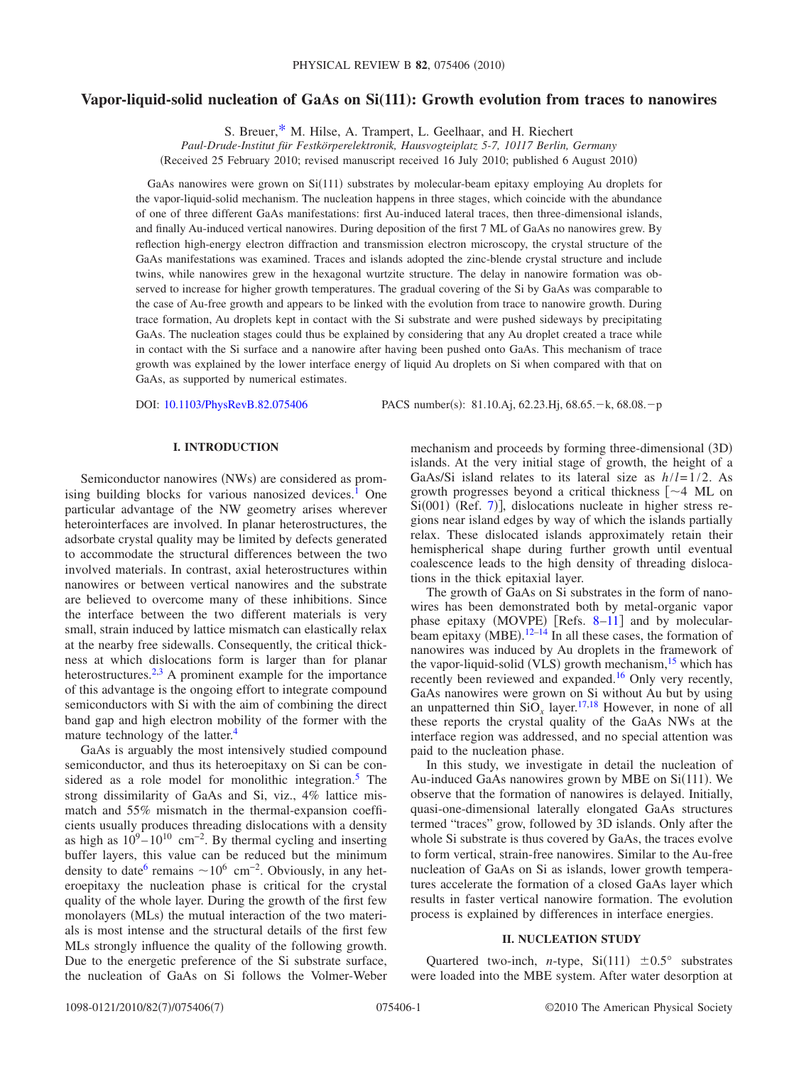# Vapor-liquid-solid nucleation of GaAs on Si(111): Growth evolution from traces to nanowires

S. Breuer,* M. Hilse, A. Trampert, L. Geelhaar, and H. Riechert

*Paul-Drude-Institut für Festkörperelektronik, Hausvogteiplatz 5-7, 10117 Berlin, Germany*

(Received 25 February 2010; revised manuscript received 16 July 2010; published 6 August 2010)

GaAs nanowires were grown on Si(111) substrates by molecular-beam epitaxy employing Au droplets for the vapor-liquid-solid mechanism. The nucleation happens in three stages, which coincide with the abundance of one of three different GaAs manifestations: first Au-induced lateral traces, then three-dimensional islands, and finally Au-induced vertical nanowires. During deposition of the first 7 ML of GaAs no nanowires grew. By reflection high-energy electron diffraction and transmission electron microscopy, the crystal structure of the GaAs manifestations was examined. Traces and islands adopted the zinc-blende crystal structure and include twins, while nanowires grew in the hexagonal wurtzite structure. The delay in nanowire formation was observed to increase for higher growth temperatures. The gradual covering of the Si by GaAs was comparable to the case of Au-free growth and appears to be linked with the evolution from trace to nanowire growth. During trace formation, Au droplets kept in contact with the Si substrate and were pushed sideways by precipitating GaAs. The nucleation stages could thus be explained by considering that any Au droplet created a trace while in contact with the Si surface and a nanowire after having been pushed onto GaAs. This mechanism of trace growth was explained by the lower interface energy of liquid Au droplets on Si when compared with that on GaAs, as supported by numerical estimates.

DOI: 10.1103/PhysRevB.82.075406    PACS number(s): 81.10.Aj, 62.23.Hj, 68.65.−k, 68.08.−p

## I. INTRODUCTION

Semiconductor nanowires (NWs) are considered as promising building blocks for various nanosized devices.[1] One particular advantage of the NW geometry arises wherever heterointerfaces are involved. In planar heterostructures, the adsorbate crystal quality may be limited by defects generated to accommodate the structural differences between the two involved materials. In contrast, axial heterostructures within nanowires or between vertical nanowires and the substrate are believed to overcome many of these inhibitions. Since the interface between the two different materials is very small, strain induced by lattice mismatch can elastically relax at the nearby free sidewalls. Consequently, the critical thickness at which dislocations form is larger than for planar heterostructures.[2,3] A prominent example for the importance of this advantage is the ongoing effort to integrate compound semiconductors with Si with the aim of combining the direct band gap and high electron mobility of the former with the mature technology of the latter.[4]

GaAs is arguably the most intensively studied compound semiconductor, and thus its heteroepitaxy on Si can be considered as a role model for monolithic integration.[5] The strong dissimilarity of GaAs and Si, viz., 4% lattice mismatch and 55% mismatch in the thermal-expansion coefficients usually produces threading dislocations with a density as high as $10^9$–$10^{10}$ cm$^{-2}$. By thermal cycling and inserting buffer layers, this value can be reduced but the minimum density to date[6] remains $\sim 10^6$ cm$^{-2}$. Obviously, in any heteroepitaxy the nucleation phase is critical for the crystal quality of the whole layer. During the growth of the first few monolayers (MLs) the mutual interaction of the two materials is most intense and the structural details of the first few MLs strongly influence the quality of the following growth. Due to the energetic preference of the Si substrate surface, the nucleation of GaAs on Si follows the Volmer-Weber mechanism and proceeds by forming three-dimensional (3D) islands. At the very initial stage of growth, the height of a GaAs/Si island relates to its lateral size as $h/l = 1/2$. As growth progresses beyond a critical thickness [$\sim 4$ ML on Si(001) (Ref. 7)], dislocations nucleate in higher stress regions near island edges by way of which the islands partially relax. These dislocated islands approximately retain their hemispherical shape during further growth until eventual coalescence leads to the high density of threading dislocations in the thick epitaxial layer.

The growth of GaAs on Si substrates in the form of nanowires has been demonstrated both by metal-organic vapor phase epitaxy (MOVPE) [Refs. 8–11] and by molecular-beam epitaxy (MBE).[12–14] In all these cases, the formation of nanowires was induced by Au droplets in the framework of the vapor-liquid-solid (VLS) growth mechanism,[15] which has recently been reviewed and expanded.[16] Only very recently, GaAs nanowires were grown on Si without Au but by using an unpatterned thin $SiO_x$ layer.[17,18] However, in none of all these reports the crystal quality of the GaAs NWs at the interface region was addressed, and no special attention was paid to the nucleation phase.

In this study, we investigate in detail the nucleation of Au-induced GaAs nanowires grown by MBE on Si(111). We observe that the formation of nanowires is delayed. Initially, quasi-one-dimensional laterally elongated GaAs structures termed "traces" grow, followed by 3D islands. Only after the whole Si substrate is thus covered by GaAs, the traces evolve to form vertical, strain-free nanowires. Similar to the Au-free nucleation of GaAs on Si as islands, lower growth temperatures accelerate the formation of a closed GaAs layer which results in faster vertical nanowire formation. The evolution process is explained by differences in interface energies.

## II. NUCLEATION STUDY

Quartered two-inch, $n$-type, Si(111) $\pm 0.5°$ substrates were loaded into the MBE system. After water desorption at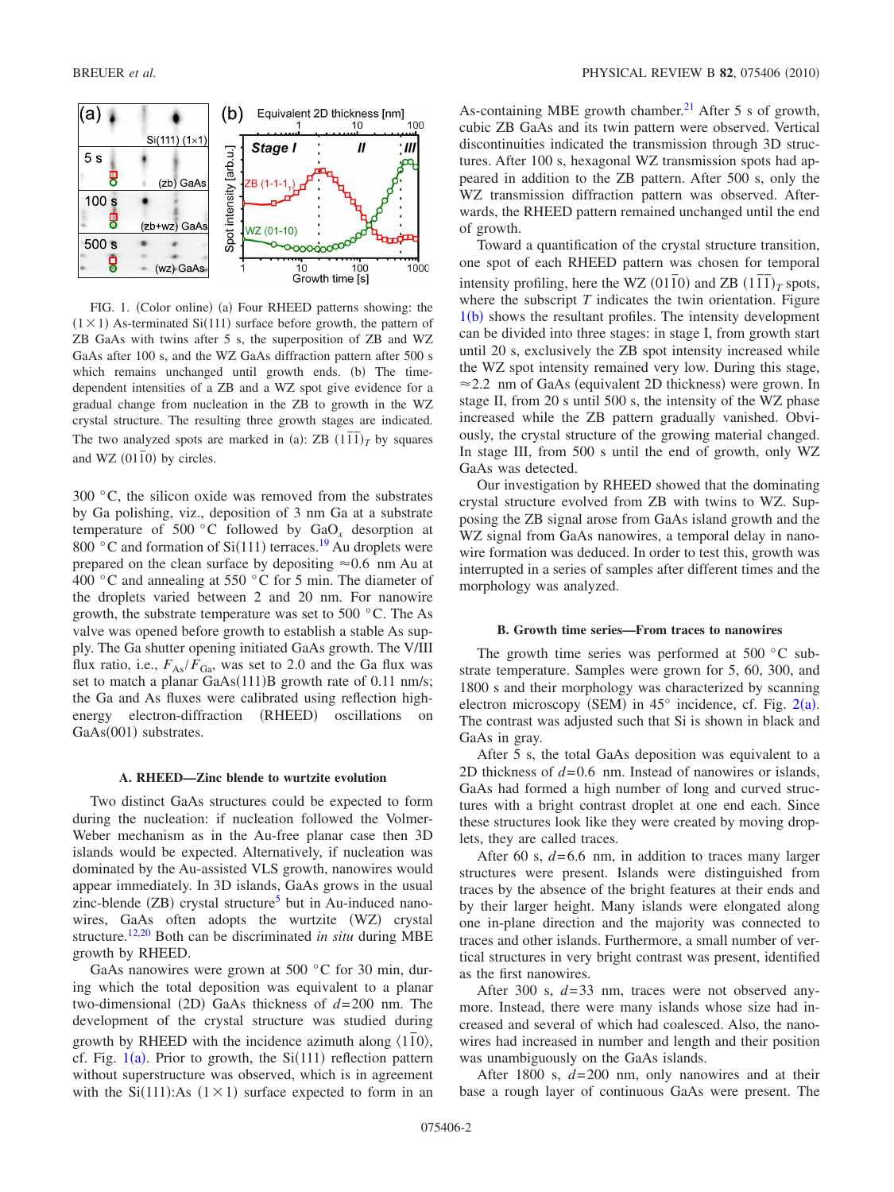FIG. 1. (Color online) (a) Four RHEED patterns showing: the $(1\times1)$ As-terminated Si(111) surface before growth, the pattern of ZB GaAs with twins after 5 s, the superposition of ZB and WZ GaAs after 100 s, and the WZ GaAs diffraction pattern after 500 s which remains unchanged until growth ends. (b) The time-dependent intensities of a ZB and a WZ spot give evidence for a gradual change from nucleation in the ZB to growth in the WZ crystal structure. The resulting three growth stages are indicated. The two analyzed spots are marked in (a): ZB $(1\bar{1}\bar{1})_T$ by squares and WZ $(01\bar{1}0)$ by circles.

300 °C, the silicon oxide was removed from the substrates by Ga polishing, viz., deposition of 3 nm Ga at a substrate temperature of 500 °C followed by $GaO_x$ desorption at 800 °C and formation of Si(111) terraces.[19] Au droplets were prepared on the clean surface by depositing ≈0.6 nm Au at 400 °C and annealing at 550 °C for 5 min. The diameter of the droplets varied between 2 and 20 nm. For nanowire growth, the substrate temperature was set to 500 °C. The As valve was opened before growth to establish a stable As supply. The Ga shutter opening initiated GaAs growth. The V/III flux ratio, i.e., $F_{As}/F_{Ga}$, was set to 2.0 and the Ga flux was set to match a planar GaAs(111)B growth rate of 0.11 nm/s; the Ga and As fluxes were calibrated using reflection high-energy electron-diffraction (RHEED) oscillations on GaAs(001) substrates.

### A. RHEED—Zinc blende to wurtzite evolution

Two distinct GaAs structures could be expected to form during the nucleation: if nucleation followed the Volmer-Weber mechanism as in the Au-free planar case then 3D islands would be expected. Alternatively, if nucleation was dominated by the Au-assisted VLS growth, nanowires would appear immediately. In 3D islands, GaAs grows in the usual zinc-blende (ZB) crystal structure[5] but in Au-induced nanowires, GaAs often adopts the wurtzite (WZ) crystal structure.[12,20] Both can be discriminated *in situ* during MBE growth by RHEED.

GaAs nanowires were grown at 500 °C for 30 min, during which the total deposition was equivalent to a planar two-dimensional (2D) GaAs thickness of $d=200$ nm. The development of the crystal structure was studied during growth by RHEED with the incidence azimuth along $\langle 1\bar{1}0\rangle$, cf. Fig. 1(a). Prior to growth, the Si(111) reflection pattern without superstructure was observed, which is in agreement with the Si(111):As $(1\times1)$ surface expected to form in an As-containing MBE growth chamber.[21] After 5 s of growth, cubic ZB GaAs and its twin pattern were observed. Vertical discontinuities indicated the transmission through 3D structures. After 100 s, hexagonal WZ transmission spots had appeared in addition to the ZB pattern. After 500 s, only the WZ transmission diffraction pattern was observed. Afterwards, the RHEED pattern remained unchanged until the end of growth.

Toward a quantification of the crystal structure transition, one spot of each RHEED pattern was chosen for temporal intensity profiling, here the WZ $(01\bar{1}0)$ and ZB $(1\bar{1}\bar{1})_T$ spots, where the subscript $T$ indicates the twin orientation. Figure 1(b) shows the resultant profiles. The intensity development can be divided into three stages: in stage I, from growth start until 20 s, exclusively the ZB spot intensity increased while the WZ spot intensity remained very low. During this stage, ≈2.2 nm of GaAs (equivalent 2D thickness) were grown. In stage II, from 20 s until 500 s, the intensity of the WZ phase increased while the ZB pattern gradually vanished. Obviously, the crystal structure of the growing material changed. In stage III, from 500 s until the end of growth, only WZ GaAs was detected.

Our investigation by RHEED showed that the dominating crystal structure evolved from ZB with twins to WZ. Supposing the ZB signal arose from GaAs island growth and the WZ signal from GaAs nanowires, a temporal delay in nanowire formation was deduced. In order to test this, growth was interrupted in a series of samples after different times and the morphology was analyzed.

### B. Growth time series—From traces to nanowires

The growth time series was performed at 500 °C substrate temperature. Samples were grown for 5, 60, 300, and 1800 s and their morphology was characterized by scanning electron microscopy (SEM) in 45° incidence, cf. Fig. 2(a). The contrast was adjusted such that Si is shown in black and GaAs in gray.

After 5 s, the total GaAs deposition was equivalent to a 2D thickness of $d=0.6$ nm. Instead of nanowires or islands, GaAs had formed a high number of long and curved structures with a bright contrast droplet at one end each. Since these structures look like they were created by moving droplets, they are called traces.

After 60 s, $d=6.6$ nm, in addition to traces many larger structures were present. Islands were distinguished from traces by the absence of the bright features at their ends and by their larger height. Many islands were elongated along one in-plane direction and the majority was connected to traces and other islands. Furthermore, a small number of vertical structures in very bright contrast was present, identified as the first nanowires.

After 300 s, $d=33$ nm, traces were not observed anymore. Instead, there were many islands whose size had increased and several of which had coalesced. Also, the nanowires had increased in number and length and their position was unambiguously on the GaAs islands.

After 1800 s, $d=200$ nm, only nanowires and at their base a rough layer of continuous GaAs were present. The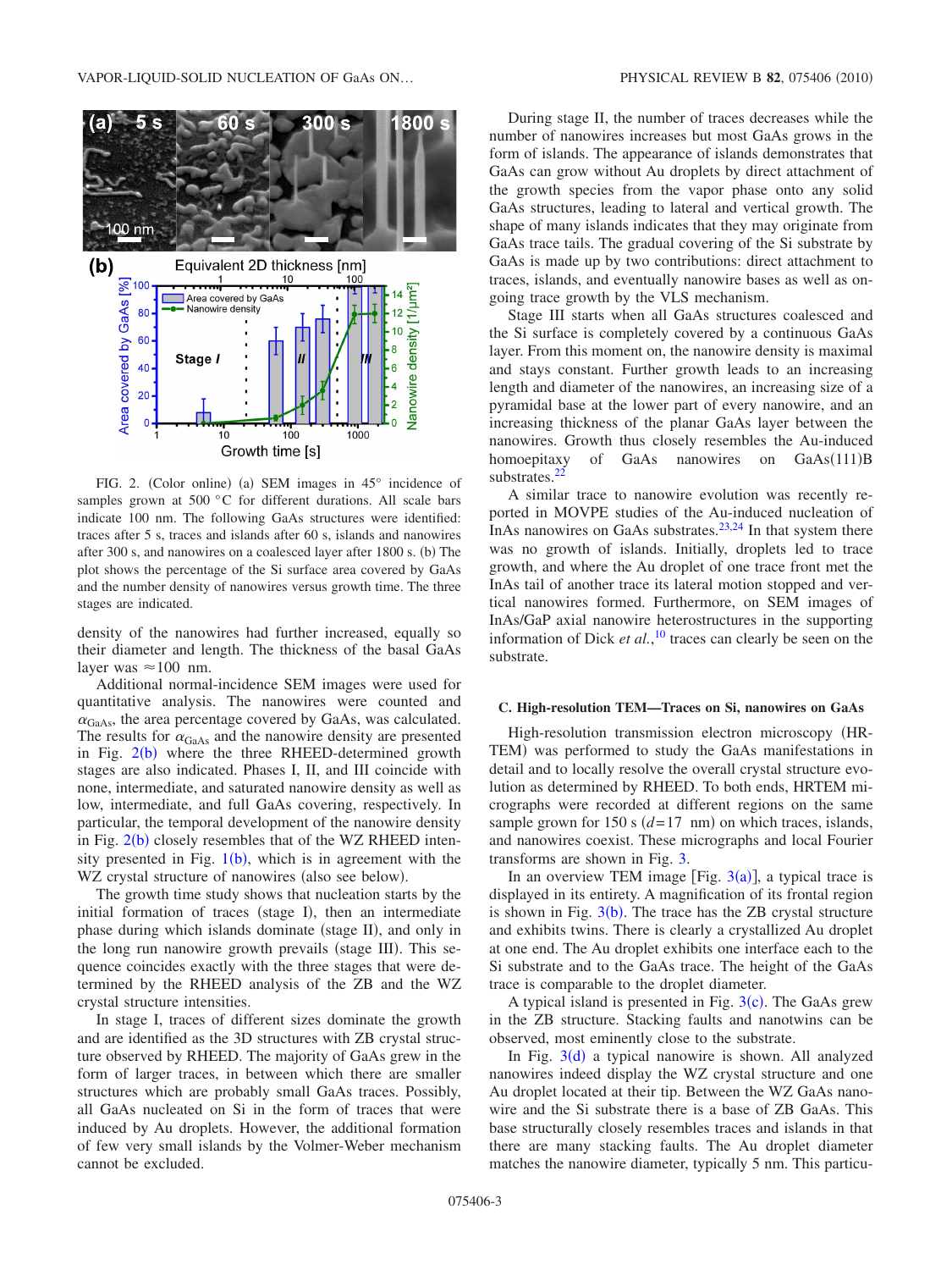FIG. 2. (Color online) (a) SEM images in 45° incidence of samples grown at 500 °C for different durations. All scale bars indicate 100 nm. The following GaAs structures were identified: traces after 5 s, traces and islands after 60 s, islands and nanowires after 300 s, and nanowires on a coalesced layer after 1800 s. (b) The plot shows the percentage of the Si surface area covered by GaAs and the number density of nanowires versus growth time. The three stages are indicated.

density of the nanowires had further increased, equally so their diameter and length. The thickness of the basal GaAs layer was ≈100 nm.

Additional normal-incidence SEM images were used for quantitative analysis. The nanowires were counted and $\alpha_{GaAs}$, the area percentage covered by GaAs, was calculated. The results for $\alpha_{GaAs}$ and the nanowire density are presented in Fig. 2(b) where the three RHEED-determined growth stages are also indicated. Phases I, II, and III coincide with none, intermediate, and saturated nanowire density as well as low, intermediate, and full GaAs covering, respectively. In particular, the temporal development of the nanowire density in Fig. 2(b) closely resembles that of the WZ RHEED intensity presented in Fig. 1(b), which is in agreement with the WZ crystal structure of nanowires (also see below).

The growth time study shows that nucleation starts by the initial formation of traces (stage I), then an intermediate phase during which islands dominate (stage II), and only in the long run nanowire growth prevails (stage III). This sequence coincides exactly with the three stages that were determined by the RHEED analysis of the ZB and the WZ crystal structure intensities.

In stage I, traces of different sizes dominate the growth and are identified as the 3D structures with ZB crystal structure observed by RHEED. The majority of GaAs grew in the form of larger traces, in between which there are smaller structures which are probably small GaAs traces. Possibly, all GaAs nucleated on Si in the form of traces that were induced by Au droplets. However, the additional formation of few very small islands by the Volmer-Weber mechanism cannot be excluded.

During stage II, the number of traces decreases while the number of nanowires increases but most GaAs grows in the form of islands. The appearance of islands demonstrates that GaAs can grow without Au droplets by direct attachment of the growth species from the vapor phase onto any solid GaAs structures, leading to lateral and vertical growth. The shape of many islands indicates that they may originate from GaAs trace tails. The gradual covering of the Si substrate by GaAs is made up by two contributions: direct attachment to traces, islands, and eventually nanowire bases as well as ongoing trace growth by the VLS mechanism.

Stage III starts when all GaAs structures coalesced and the Si surface is completely covered by a continuous GaAs layer. From this moment on, the nanowire density is maximal and stays constant. Further growth leads to an increasing length and diameter of the nanowires, an increasing size of a pyramidal base at the lower part of every nanowire, and an increasing thickness of the planar GaAs layer between the nanowires. Growth thus closely resembles the Au-induced homoepitaxy of GaAs nanowires on GaAs(111)B substrates.[22]

A similar trace to nanowire evolution was recently reported in MOVPE studies of the Au-induced nucleation of InAs nanowires on GaAs substrates.[23,24] In that system there was no growth of islands. Initially, droplets led to trace growth, and where the Au droplet of one trace front met the InAs tail of another trace its lateral motion stopped and vertical nanowires formed. Furthermore, on SEM images of InAs/GaP axial nanowire heterostructures in the supporting information of Dick *et al.*,[10] traces can clearly be seen on the substrate.

### C. High-resolution TEM—Traces on Si, nanowires on GaAs

High-resolution transmission electron microscopy (HRTEM) was performed to study the GaAs manifestations in detail and to locally resolve the overall crystal structure evolution as determined by RHEED. To both ends, HRTEM micrographs were recorded at different regions on the same sample grown for 150 s ($d$=17 nm) on which traces, islands, and nanowires coexist. These micrographs and local Fourier transforms are shown in Fig. 3.

In an overview TEM image [Fig. 3(a)], a typical trace is displayed in its entirety. A magnification of its frontal region is shown in Fig. 3(b). The trace has the ZB crystal structure and exhibits twins. There is clearly a crystallized Au droplet at one end. The Au droplet exhibits one interface each to the Si substrate and to the GaAs trace. The height of the GaAs trace is comparable to the droplet diameter.

A typical island is presented in Fig. 3(c). The GaAs grew in the ZB structure. Stacking faults and nanotwins can be observed, most eminently close to the substrate.

In Fig. 3(d) a typical nanowire is shown. All analyzed nanowires indeed display the WZ crystal structure and one Au droplet located at their tip. Between the WZ GaAs nanowire and the Si substrate there is a base of ZB GaAs. This base structurally closely resembles traces and islands in that there are many stacking faults. The Au droplet diameter matches the nanowire diameter, typically 5 nm. This particu-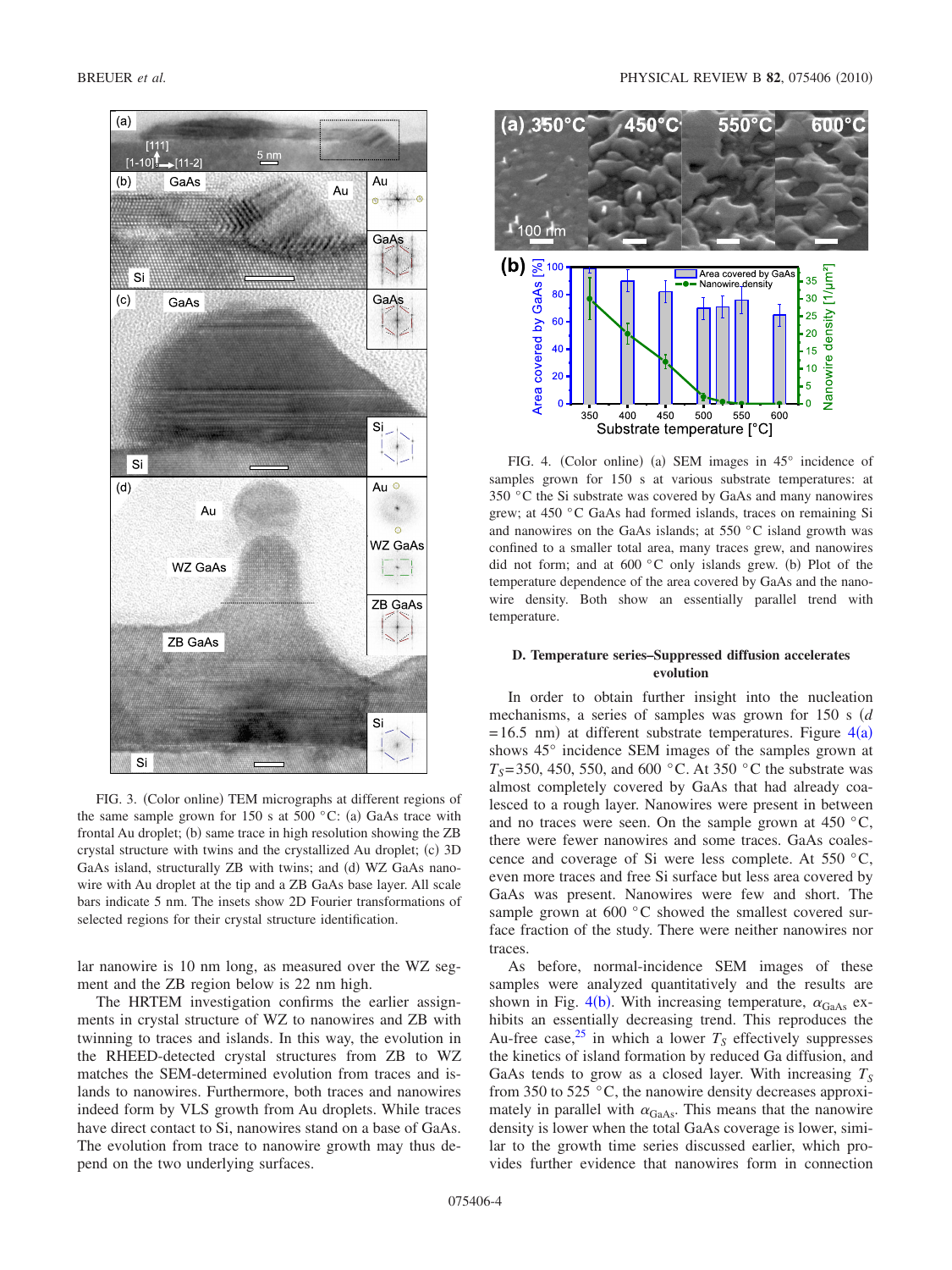FIG. 3. (Color online) TEM micrographs at different regions of the same sample grown for 150 s at 500 °C: (a) GaAs trace with frontal Au droplet; (b) same trace in high resolution showing the ZB crystal structure with twins and the crystallized Au droplet; (c) 3D GaAs island, structurally ZB with twins; and (d) WZ GaAs nanowire with Au droplet at the tip and a ZB GaAs base layer. All scale bars indicate 5 nm. The insets show 2D Fourier transformations of selected regions for their crystal structure identification.

lar nanowire is 10 nm long, as measured over the WZ segment and the ZB region below is 22 nm high.

The HRTEM investigation confirms the earlier assignments in crystal structure of WZ to nanowires and ZB with twinning to traces and islands. In this way, the evolution in the RHEED-detected crystal structures from ZB to WZ matches the SEM-determined evolution from traces and islands to nanowires. Furthermore, both traces and nanowires indeed form by VLS growth from Au droplets. While traces have direct contact to Si, nanowires stand on a base of GaAs. The evolution from trace to nanowire growth may thus depend on the two underlying surfaces.

FIG. 4. (Color online) (a) SEM images in 45° incidence of samples grown for 150 s at various substrate temperatures: at 350 °C the Si substrate was covered by GaAs and many nanowires grew; at 450 °C GaAs had formed islands, traces on remaining Si and nanowires on the GaAs islands; at 550 °C island growth was confined to a smaller total area, many traces grew, and nanowires did not form; and at 600 °C only islands grew. (b) Plot of the temperature dependence of the area covered by GaAs and the nanowire density. Both show an essentially parallel trend with temperature.

### D. Temperature series–Suppressed diffusion accelerates evolution

In order to obtain further insight into the nucleation mechanisms, a series of samples was grown for 150 s ($d = 16.5$ nm) at different substrate temperatures. Figure 4(a) shows 45° incidence SEM images of the samples grown at $T_S = 350$, 450, 550, and 600 °C. At 350 °C the substrate was almost completely covered by GaAs that had already coalesced to a rough layer. Nanowires were present in between and no traces were seen. On the sample grown at 450 °C, there were fewer nanowires and some traces. GaAs coalescence and coverage of Si were less complete. At 550 °C, even more traces and free Si surface but less area covered by GaAs was present. Nanowires were few and short. The sample grown at 600 °C showed the smallest covered surface fraction of the study. There were neither nanowires nor traces.

As before, normal-incidence SEM images of these samples were analyzed quantitatively and the results are shown in Fig. 4(b). With increasing temperature, $\alpha_{\mathrm{GaAs}}$ exhibits an essentially decreasing trend. This reproduces the Au-free case,[25] in which a lower $T_S$ effectively suppresses the kinetics of island formation by reduced Ga diffusion, and GaAs tends to grow as a closed layer. With increasing $T_S$ from 350 to 525 °C, the nanowire density decreases approximately in parallel with $\alpha_{\mathrm{GaAs}}$. This means that the nanowire density is lower when the total GaAs coverage is lower, similar to the growth time series discussed earlier, which provides further evidence that nanowires form in connection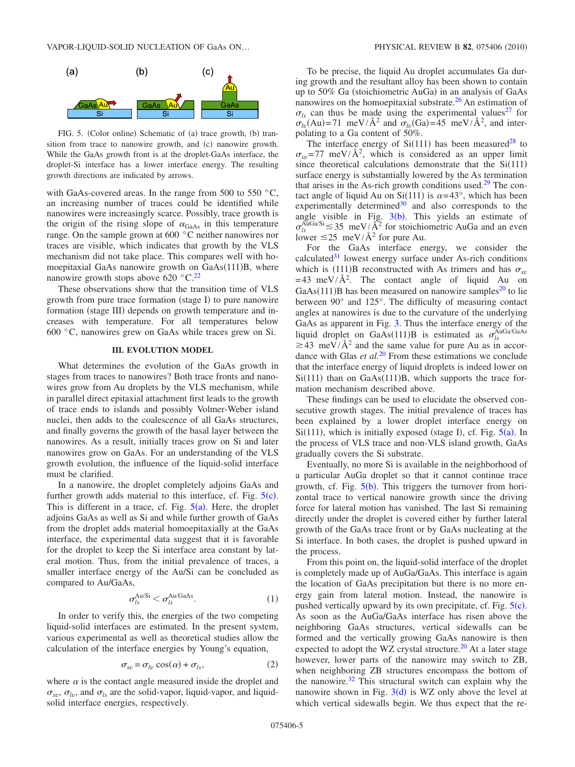FIG. 5. (Color online) Schematic of (a) trace growth, (b) transition from trace to nanowire growth, and (c) nanowire growth. While the GaAs growth front is at the droplet-GaAs interface, the droplet-Si interface has a lower interface energy. The resulting growth directions are indicated by arrows.

with GaAs-covered areas. In the range from 500 to 550 °C, an increasing number of traces could be identified while nanowires were increasingly scarce. Possibly, trace growth is the origin of the rising slope of $\alpha_{GaAs}$ in this temperature range. On the sample grown at 600 °C neither nanowires nor traces are visible, which indicates that growth by the VLS mechanism did not take place. This compares well with homoepitaxial GaAs nanowire growth on GaAs(111)B, where nanowire growth stops above 620 °C.[22]

These observations show that the transition time of VLS growth from pure trace formation (stage I) to pure nanowire formation (stage III) depends on growth temperature and increases with temperature. For all temperatures below 600 °C, nanowires grew on GaAs while traces grew on Si.

## III. EVOLUTION MODEL

What determines the evolution of the GaAs growth in stages from traces to nanowires? Both trace fronts and nanowires grow from Au droplets by the VLS mechanism, while in parallel direct epitaxial attachment first leads to the growth of trace ends to islands and possibly Volmer-Weber island nuclei, then adds to the coalescence of all GaAs structures, and finally governs the growth of the basal layer between the nanowires. As a result, initially traces grow on Si and later nanowires grow on GaAs. For an understanding of the VLS growth evolution, the influence of the liquid-solid interface must be clarified.

In a nanowire, the droplet completely adjoins GaAs and further growth adds material to this interface, cf. Fig. 5(c). This is different in a trace, cf. Fig. 5(a). Here, the droplet adjoins GaAs as well as Si and while further growth of GaAs from the droplet adds material homoepitaxially at the GaAs interface, the experimental data suggest that it is favorable for the droplet to keep the Si interface area constant by lateral motion. Thus, from the initial prevalence of traces, a smaller interface energy of the Au/Si can be concluded as compared to Au/GaAs,

$$\sigma_{ls}^{\mathrm{Au/Si}} < \sigma_{ls}^{\mathrm{Au/GaAs}}. \tag{1}$$

In order to verify this, the energies of the two competing liquid-solid interfaces are estimated. In the present system, various experimental as well as theoretical studies allow the calculation of the interface energies by Young's equation,

$$\sigma_{sv} = \sigma_{lv}\cos(\alpha) + \sigma_{ls}, \tag{2}$$

where $\alpha$ is the contact angle measured inside the droplet and $\sigma_{sv}$, $\sigma_{lv}$, and $\sigma_{ls}$ are the solid-vapor, liquid-vapor, and liquid-solid interface energies, respectively.

To be precise, the liquid Au droplet accumulates Ga during growth and the resultant alloy has been shown to contain up to 50% Ga (stoichiometric AuGa) in an analysis of GaAs nanowires on the homoepitaxial substrate.[26] An estimation of $\sigma_{ls}$ can thus be made using the experimental values[27] for $\sigma_{lv}(\mathrm{Au})=71$ meV/Å$^2$ and $\sigma_{lv}(\mathrm{Ga})=45$ meV/Å$^2$, and interpolating to a Ga content of 50%.

The interface energy of Si(111) has been measured[28] to $\sigma_{sv}=77$ meV/Å$^2$, which is considered as an upper limit since theoretical calculations demonstrate that the Si(111) surface energy is substantially lowered by the As termination that arises in the As-rich growth conditions used.[29] The contact angle of liquid Au on Si(111) is $\alpha=43°$, which has been experimentally determined[30] and also corresponds to the angle visible in Fig. 3(b). This yields an estimate of $\sigma_{ls}^{\mathrm{AuGa/Si}} \leq 35$ meV/Å$^2$ for stoichiometric AuGa and an even lower $\leq 25$ meV/Å$^2$ for pure Au.

For the GaAs interface energy, we consider the calculated[31] lowest energy surface under As-rich conditions which is (111)B reconstructed with As trimers and has $\sigma_{sv}=43$ meV/Å$^2$. The contact angle of liquid Au on GaAs(111)B has been measured on nanowire samples[20] to lie between 90° and 125°. The difficulty of measuring contact angles at nanowires is due to the curvature of the underlying GaAs as apparent in Fig. 3. Thus the interface energy of the liquid droplet on GaAs(111)B is estimated as $\sigma_{ls}^{\mathrm{AuGa/GaAs}} \geq 43$ meV/Å$^2$ and the same value for pure Au as in accordance with Glas *et al.*[20] From these estimations we conclude that the interface energy of liquid droplets is indeed lower on Si(111) than on GaAs(111)B, which supports the trace formation mechanism described above.

These findings can be used to elucidate the observed consecutive growth stages. The initial prevalence of traces has been explained by a lower droplet interface energy on Si(111), which is initially exposed (stage I), cf. Fig. 5(a). In the process of VLS trace and non-VLS island growth, GaAs gradually covers the Si substrate.

Eventually, no more Si is available in the neighborhood of a particular AuGa droplet so that it cannot continue trace growth, cf. Fig. 5(b). This triggers the turnover from horizontal trace to vertical nanowire growth since the driving force for lateral motion has vanished. The last Si remaining directly under the droplet is covered either by further lateral growth of the GaAs trace front or by GaAs nucleating at the Si interface. In both cases, the droplet is pushed upward in the process.

From this point on, the liquid-solid interface of the droplet is completely made up of AuGa/GaAs. This interface is again the location of GaAs precipitation but there is no more energy gain from lateral motion. Instead, the nanowire is pushed vertically upward by its own precipitate, cf. Fig. 5(c). As soon as the AuGa/GaAs interface has risen above the neighboring GaAs structures, vertical sidewalls can be formed and the vertically growing GaAs nanowire is then expected to adopt the WZ crystal structure.[20] At a later stage however, lower parts of the nanowire may switch to ZB, when neighboring ZB structures encompass the bottom of the nanowire.[32] This structural switch can explain why the nanowire shown in Fig. 3(d) is WZ only above the level at which vertical sidewalls begin. We thus expect that the re-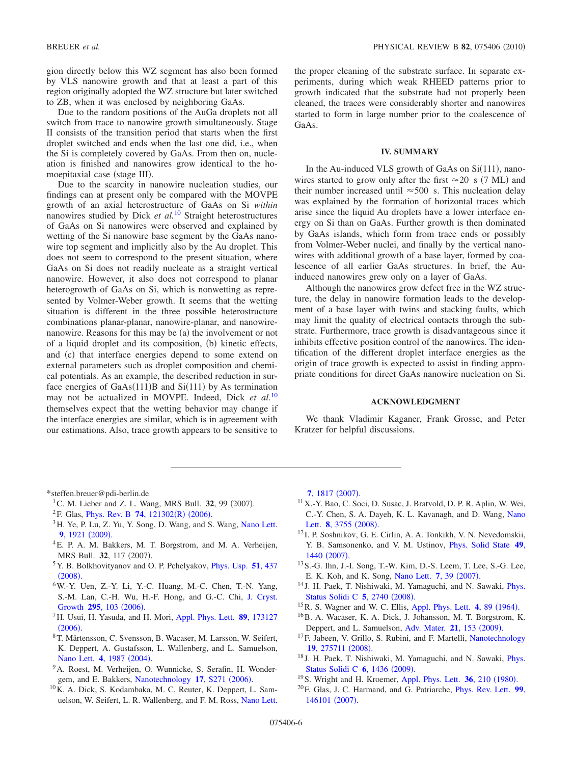gion directly below this WZ segment has also been formed by VLS nanowire growth and that at least a part of this region originally adopted the WZ structure but later switched to ZB, when it was enclosed by neighboring GaAs.

Due to the random positions of the AuGa droplets not all switch from trace to nanowire growth simultaneously. Stage II consists of the transition period that starts when the first droplet switched and ends when the last one did, i.e., when the Si is completely covered by GaAs. From then on, nucleation is finished and nanowires grow identical to the homoepitaxial case (stage III).

Due to the scarcity in nanowire nucleation studies, our findings can at present only be compared with the MOVPE growth of an axial heterostructure of GaAs on Si *within* nanowires studied by Dick *et al.*[10] Straight heterostructures of GaAs on Si nanowires were observed and explained by wetting of the Si nanowire base segment by the GaAs nanowire top segment and implicitly also by the Au droplet. This does not seem to correspond to the present situation, where GaAs on Si does not readily nucleate as a straight vertical nanowire. However, it also does not correspond to planar heterogrowth of GaAs on Si, which is nonwetting as represented by Volmer-Weber growth. It seems that the wetting situation is different in the three possible heterostructure combinations planar-planar, nanowire-planar, and nanowire-nanowire. Reasons for this may be (a) the involvement or not of a liquid droplet and its composition, (b) kinetic effects, and (c) that interface energies depend to some extend on external parameters such as droplet composition and chemical potentials. As an example, the described reduction in surface energies of GaAs(111)B and Si(111) by As termination may not be actualized in MOVPE. Indeed, Dick *et al.*[10] themselves expect that the wetting behavior may change if the interface energies are similar, which is in agreement with our estimations. Also, trace growth appears to be sensitive to the proper cleaning of the substrate surface. In separate experiments, during which weak RHEED patterns prior to growth indicated that the substrate had not properly been cleaned, the traces were considerably shorter and nanowires started to form in large number prior to the coalescence of GaAs.

## IV. SUMMARY

In the Au-induced VLS growth of GaAs on Si(111), nanowires started to grow only after the first $\approx 20$ s (7 ML) and their number increased until $\approx 500$ s. This nucleation delay was explained by the formation of horizontal traces which arise since the liquid Au droplets have a lower interface energy on Si than on GaAs. Further growth is then dominated by GaAs islands, which form from trace ends or possibly from Volmer-Weber nuclei, and finally by the vertical nanowires with additional growth of a base layer, formed by coalescence of all earlier GaAs structures. In brief, the Au-induced nanowires grew only on a layer of GaAs.

Although the nanowires grow defect free in the WZ structure, the delay in nanowire formation leads to the development of a base layer with twins and stacking faults, which may limit the quality of electrical contacts through the substrate. Furthermore, trace growth is disadvantageous since it inhibits effective position control of the nanowires. The identification of the different droplet interface energies as the origin of trace growth is expected to assist in finding appropriate conditions for direct GaAs nanowire nucleation on Si.

## ACKNOWLEDGMENT

We thank Vladimir Kaganer, Frank Grosse, and Peter Kratzer for helpful discussions.

---

*steffen.breuer@pdi-berlin.de

[1] C. M. Lieber and Z. L. Wang, MRS Bull. **32**, 99 (2007).

[2] F. Glas, Phys. Rev. B **74**, 121302(R) (2006).

[3] H. Ye, P. Lu, Z. Yu, Y. Song, D. Wang, and S. Wang, Nano Lett. **9**, 1921 (2009).

[4] E. P. A. M. Bakkers, M. T. Borgstrom, and M. A. Verheijen, MRS Bull. **32**, 117 (2007).

[5] Y. B. Bolkhovityanov and O. P. Pchelyakov, Phys. Usp. **51**, 437 (2008).

[6] W.-Y. Uen, Z.-Y. Li, Y.-C. Huang, M.-C. Chen, T.-N. Yang, S.-M. Lan, C.-H. Wu, H.-F. Hong, and G.-C. Chi, J. Cryst. Growth **295**, 103 (2006).

[7] H. Usui, H. Yasuda, and H. Mori, Appl. Phys. Lett. **89**, 173127 (2006).

[8] T. Mårtensson, C. Svensson, B. Wacaser, M. Larsson, W. Seifert, K. Deppert, A. Gustafsson, L. Wallenberg, and L. Samuelson, Nano Lett. **4**, 1987 (2004).

[9] A. Roest, M. Verheijen, O. Wunnicke, S. Serafin, H. Wondergem, and E. Bakkers, Nanotechnology **17**, S271 (2006).

[10] K. A. Dick, S. Kodambaka, M. C. Reuter, K. Deppert, L. Samuelson, W. Seifert, L. R. Wallenberg, and F. M. Ross, Nano Lett. **7**, 1817 (2007).

[11] X.-Y. Bao, C. Soci, D. Susac, J. Bratvold, D. P. R. Aplin, W. Wei, C.-Y. Chen, S. A. Dayeh, K. L. Kavanagh, and D. Wang, Nano Lett. **8**, 3755 (2008).

[12] I. P. Soshnikov, G. E. Cirlin, A. A. Tonkikh, V. N. Nevedomskii, Y. B. Samsonenko, and V. M. Ustinov, Phys. Solid State **49**, 1440 (2007).

[13] S.-G. Ihn, J.-I. Song, T.-W. Kim, D.-S. Leem, T. Lee, S.-G. Lee, E. K. Koh, and K. Song, Nano Lett. **7**, 39 (2007).

[14] J. H. Paek, T. Nishiwaki, M. Yamaguchi, and N. Sawaki, Phys. Status Solidi C **5**, 2740 (2008).

[15] R. S. Wagner and W. C. Ellis, Appl. Phys. Lett. **4**, 89 (1964).

[16] B. A. Wacaser, K. A. Dick, J. Johansson, M. T. Borgstrom, K. Deppert, and L. Samuelson, Adv. Mater. **21**, 153 (2009).

[17] F. Jabeen, V. Grillo, S. Rubini, and F. Martelli, Nanotechnology **19**, 275711 (2008).

[18] J. H. Paek, T. Nishiwaki, M. Yamaguchi, and N. Sawaki, Phys. Status Solidi C **6**, 1436 (2009).

[19] S. Wright and H. Kroemer, Appl. Phys. Lett. **36**, 210 (1980).

[20] F. Glas, J. C. Harmand, and G. Patriarche, Phys. Rev. Lett. **99**, 146101 (2007).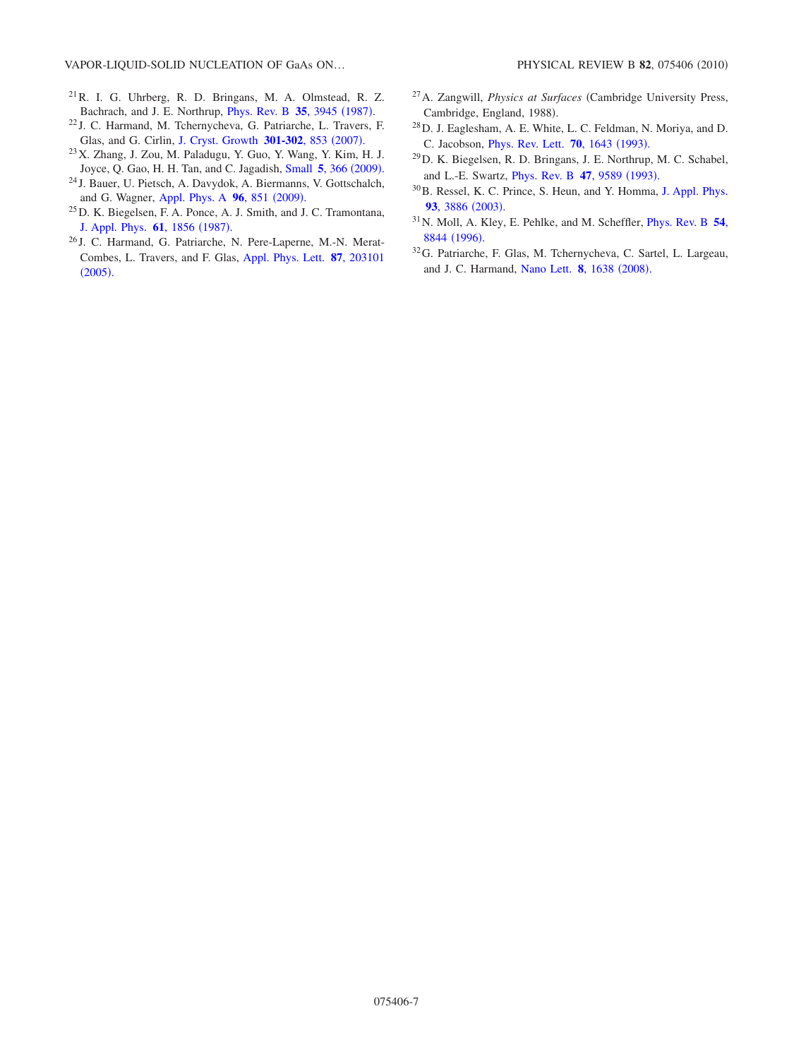[21] R. I. G. Uhrberg, R. D. Bringans, M. A. Olmstead, R. Z. Bachrach, and J. E. Northrup, Phys. Rev. B **35**, 3945 (1987).

[22] J. C. Harmand, M. Tchernycheva, G. Patriarche, L. Travers, F. Glas, and G. Cirlin, J. Cryst. Growth **301-302**, 853 (2007).

[23] X. Zhang, J. Zou, M. Paladugu, Y. Guo, Y. Wang, Y. Kim, H. J. Joyce, Q. Gao, H. H. Tan, and C. Jagadish, Small **5**, 366 (2009).

[24] J. Bauer, U. Pietsch, A. Davydok, A. Biermanns, V. Gottschalch, and G. Wagner, Appl. Phys. A **96**, 851 (2009).

[25] D. K. Biegelsen, F. A. Ponce, A. J. Smith, and J. C. Tramontana, J. Appl. Phys. **61**, 1856 (1987).

[26] J. C. Harmand, G. Patriarche, N. Pere-Laperne, M.-N. Merat-Combes, L. Travers, and F. Glas, Appl. Phys. Lett. **87**, 203101 (2005).

[27] A. Zangwill, *Physics at Surfaces* (Cambridge University Press, Cambridge, England, 1988).

[28] D. J. Eaglesham, A. E. White, L. C. Feldman, N. Moriya, and D. C. Jacobson, Phys. Rev. Lett. **70**, 1643 (1993).

[29] D. K. Biegelsen, R. D. Bringans, J. E. Northrup, M. C. Schabel, and L.-E. Swartz, Phys. Rev. B **47**, 9589 (1993).

[30] B. Ressel, K. C. Prince, S. Heun, and Y. Homma, J. Appl. Phys. **93**, 3886 (2003).

[31] N. Moll, A. Kley, E. Pehlke, and M. Scheffler, Phys. Rev. B **54**, 8844 (1996).

[32] G. Patriarche, F. Glas, M. Tchernycheva, C. Sartel, L. Largeau, and J. C. Harmand, Nano Lett. **8**, 1638 (2008).